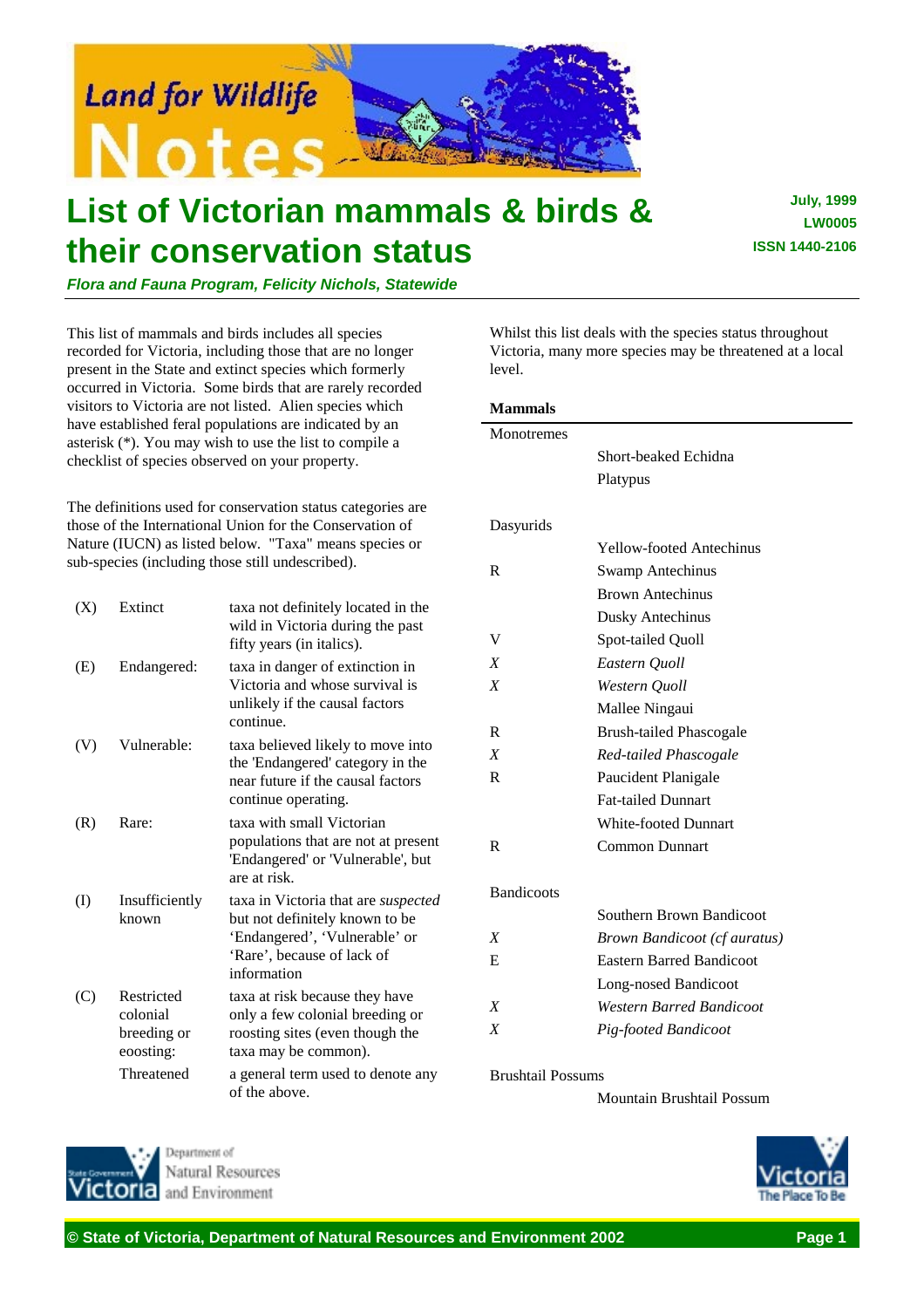# List of Victorian mammals & birds & their conservation status

July, 1999
LW0005
ISSN 1440-2106

***Flora and Fauna Program, Felicity Nichols, Statewide***

This list of mammals and birds includes all species recorded for Victoria, including those that are no longer present in the State and extinct species which formerly occurred in Victoria. Some birds that are rarely recorded visitors to Victoria are not listed. Alien species which have established feral populations are indicated by an asterisk (*). You may wish to use the list to compile a checklist of species observed on your property.

The definitions used for conservation status categories are those of the International Union for the Conservation of Nature (IUCN) as listed below. "Taxa" means species or sub-species (including those still undescribed).

| | | |
|---|---|---|
| (X) | Extinct | taxa not definitely located in the wild in Victoria during the past fifty years (in italics). |
| (E) | Endangered: | taxa in danger of extinction in Victoria and whose survival is unlikely if the causal factors continue. |
| (V) | Vulnerable: | taxa believed likely to move into the 'Endangered' category in the near future if the causal factors continue operating. |
| (R) | Rare: | taxa with small Victorian populations that are not at present 'Endangered' or 'Vulnerable', but are at risk. |
| (I) | Insufficiently known | taxa in Victoria that are *suspected* but not definitely known to be 'Endangered', 'Vulnerable' or 'Rare', because of lack of information |
| (C) | Restricted colonial breeding or eoosting: | taxa at risk because they have only a few colonial breeding or roosting sites (even though the taxa may be common). |
| | Threatened | a general term used to denote any of the above. |

Whilst this list deals with the species status throughout Victoria, many more species may be threatened at a local level.

## Mammals

| | |
|---|---|
| Monotremes | |
| | Short-beaked Echidna |
| | Platypus |
| Dasyurids | |
| | Yellow-footed Antechinus |
| R | Swamp Antechinus |
| | Brown Antechinus |
| | Dusky Antechinus |
| V | Spot-tailed Quoll |
| *X* | *Eastern Quoll* |
| *X* | *Western Quoll* |
| | Mallee Ningaui |
| R | Brush-tailed Phascogale |
| *X* | *Red-tailed Phascogale* |
| R | Paucident Planigale |
| | Fat-tailed Dunnart |
| | White-footed Dunnart |
| R | Common Dunnart |
| Bandicoots | |
| | Southern Brown Bandicoot |
| *X* | *Brown Bandicoot (cf auratus)* |
| E | Eastern Barred Bandicoot |
| | Long-nosed Bandicoot |
| *X* | *Western Barred Bandicoot* |
| *X* | *Pig-footed Bandicoot* |
| Brushtail Possums | |
| | Mountain Brushtail Possum |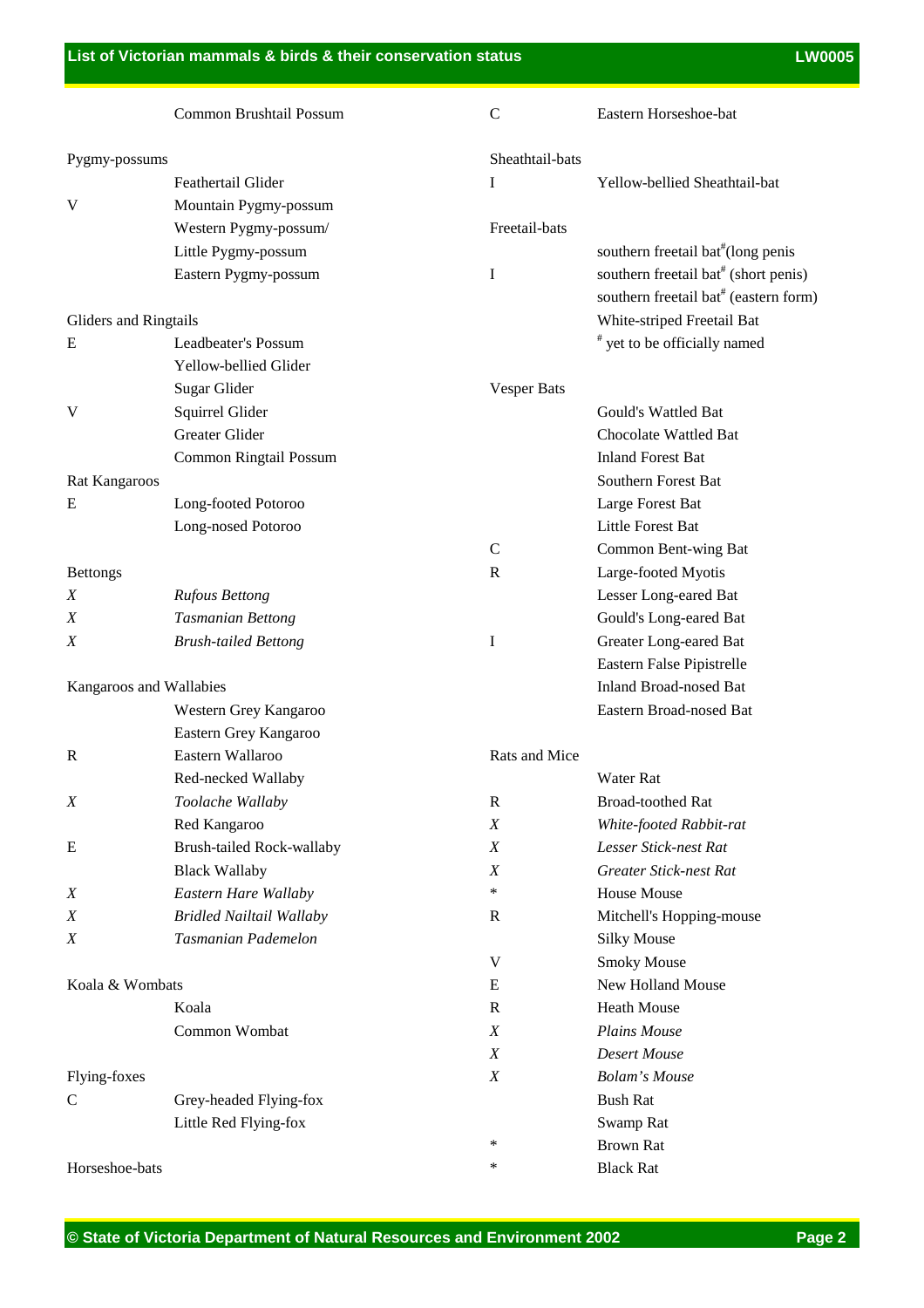| | Common Brushtail Possum |
|---|---|
| Pygmy-possums | |
| | Feathertail Glider |
| V | Mountain Pygmy-possum |
| | Western Pygmy-possum/ Little Pygmy-possum |
| | Eastern Pygmy-possum |
| Gliders and Ringtails | |
| E | Leadbeater's Possum |
| | Yellow-bellied Glider |
| | Sugar Glider |
| V | Squirrel Glider |
| | Greater Glider |
| | Common Ringtail Possum |
| Rat Kangaroos | |
| E | Long-footed Potoroo |
| | Long-nosed Potoroo |
| Bettongs | |
| *X* | *Rufous Bettong* |
| *X* | *Tasmanian Bettong* |
| *X* | *Brush-tailed Bettong* |
| Kangaroos and Wallabies | |
| | Western Grey Kangaroo |
| | Eastern Grey Kangaroo |
| R | Eastern Wallaroo |
| | Red-necked Wallaby |
| *X* | *Toolache Wallaby* |
| | Red Kangaroo |
| E | Brush-tailed Rock-wallaby |
| | Black Wallaby |
| *X* | *Eastern Hare Wallaby* |
| *X* | *Bridled Nailtail Wallaby* |
| *X* | *Tasmanian Pademelon* |
| Koala & Wombats | |
| | Koala |
| | Common Wombat |
| Flying-foxes | |
| C | Grey-headed Flying-fox |
| | Little Red Flying-fox |
| Horseshoe-bats | |
| C | Eastern Horseshoe-bat |
| Sheathtail-bats | |
| I | Yellow-bellied Sheathtail-bat |
| Freetail-bats | |
| | southern freetail bat# (long penis |
| I | southern freetail bat# (short penis) |
| | southern freetail bat# (eastern form) |
| | White-striped Freetail Bat |
| | # yet to be officially named |
| Vesper Bats | |
| | Gould's Wattled Bat |
| | Chocolate Wattled Bat |
| | Inland Forest Bat |
| | Southern Forest Bat |
| | Large Forest Bat |
| | Little Forest Bat |
| C | Common Bent-wing Bat |
| R | Large-footed Myotis |
| | Lesser Long-eared Bat |
| | Gould's Long-eared Bat |
| I | Greater Long-eared Bat |
| | Eastern False Pipistrelle |
| | Inland Broad-nosed Bat |
| | Eastern Broad-nosed Bat |
| Rats and Mice | |
| | Water Rat |
| R | Broad-toothed Rat |
| *X* | *White-footed Rabbit-rat* |
| *X* | *Lesser Stick-nest Rat* |
| *X* | *Greater Stick-nest Rat* |
| * | House Mouse |
| R | Mitchell's Hopping-mouse |
| | Silky Mouse |
| V | Smoky Mouse |
| E | New Holland Mouse |
| R | Heath Mouse |
| *X* | *Plains Mouse* |
| *X* | *Desert Mouse* |
| *X* | *Bolam's Mouse* |
| | Bush Rat |
| | Swamp Rat |
| * | Brown Rat |
| * | Black Rat |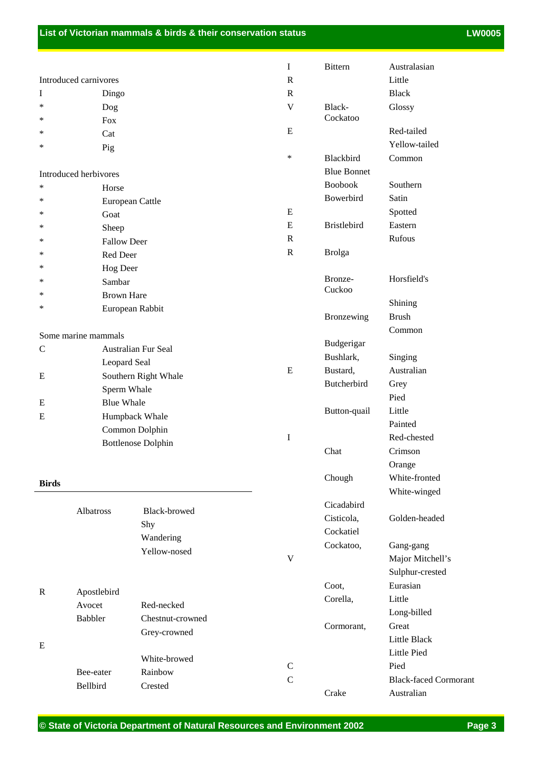Introduced carnivores

| | |
|---|---|
| I | Dingo |
| * | Dog |
| * | Fox |
| * | Cat |
| * | Pig |

Introduced herbivores

| | |
|---|---|
| * | Horse |
| * | European Cattle |
| * | Goat |
| * | Sheep |
| * | Fallow Deer |
| * | Red Deer |
| * | Hog Deer |
| * | Sambar |
| * | Brown Hare |
| * | European Rabbit |

Some marine mammals

| | |
|---|---|
| C | Australian Fur Seal |
| | Leopard Seal |
| E | Southern Right Whale |
| | Sperm Whale |
| E | Blue Whale |
| E | Humpback Whale |
| | Common Dolphin |
| | Bottlenose Dolphin |

**Birds**

| | | |
|---|---|---|
| | Albatross | Black-browed |
| | | Shy |
| | | Wandering |
| | | Yellow-nosed |
| R | Apostlebird | |
| | Avocet | Red-necked |
| | Babbler | Chestnut-crowned |
| | | Grey-crowned |
| E | | |
| | | White-browed |
| | Bee-eater | Rainbow |
| | Bellbird | Crested |
| I | Bittern | Australasian |
| R | | Little |
| R | | Black |
| V | Black-Cockatoo | Glossy |
| E | | Red-tailed |
| | | Yellow-tailed |
| * | Blackbird | Common |
| | Blue Bonnet | |
| | Boobook | Southern |
| | Bowerbird | Satin |
| E | | Spotted |
| E | Bristlebird | Eastern |
| R | | Rufous |
| R | Brolga | |
| | Bronze-Cuckoo | Horsfield's |
| | | Shining |
| | Bronzewing | Brush |
| | | Common |
| | Budgerigar | |
| | Bushlark, | Singing |
| E | Bustard, | Australian |
| | Butcherbird | Grey |
| | | Pied |
| | Button-quail | Little |
| | | Painted |
| I | | Red-chested |
| | Chat | Crimson |
| | | Orange |
| | Chough | White-fronted |
| | | White-winged |
| | Cicadabird | |
| | Cisticola, | Golden-headed |
| | Cockatiel | |
| | Cockatoo, | Gang-gang |
| V | | Major Mitchell's |
| | | Sulphur-crested |
| | Coot, | Eurasian |
| | Corella, | Little |
| | | Long-billed |
| | Cormorant, | Great |
| | | Little Black |
| | | Little Pied |
| C | | Pied |
| C | | Black-faced Cormorant |
| | Crake | Australian |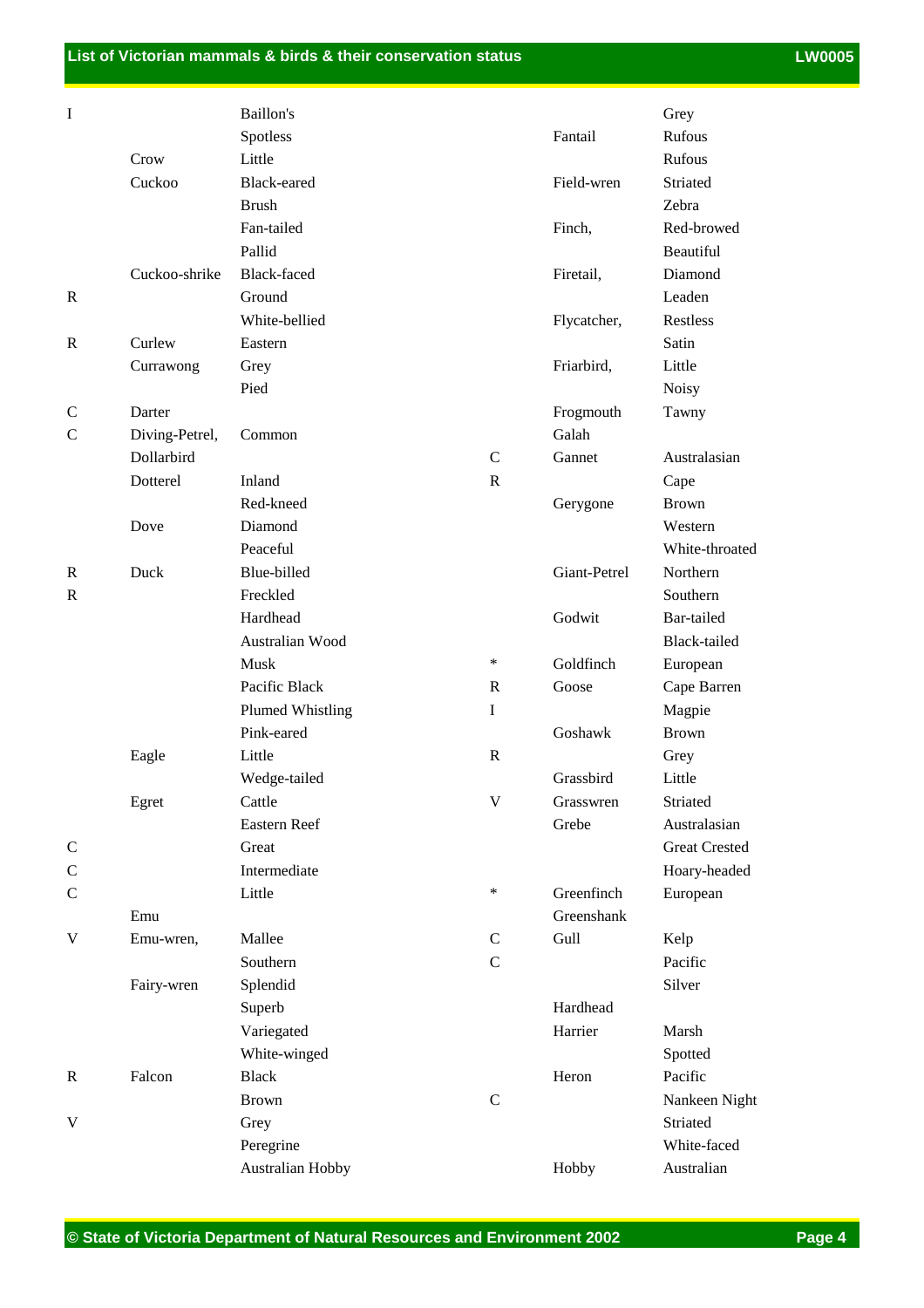| Status | Group | Species | Status | Group | Species |
|---|---|---|---|---|---|
| I | | Baillon's | | | Grey |
| | | Spotless | | Fantail | Rufous |
| | Crow | Little | | | Rufous |
| | Cuckoo | Black-eared | | Field-wren | Striated |
| | | Brush | | | Zebra |
| | | Fan-tailed | | Finch, | Red-browed |
| | | Pallid | | | Beautiful |
| | Cuckoo-shrike | Black-faced | | Firetail, | Diamond |
| R | | Ground | | | Leaden |
| | | White-bellied | | Flycatcher, | Restless |
| R | Curlew | Eastern | | | Satin |
| | Currawong | Grey | | Friarbird, | Little |
| | | Pied | | | Noisy |
| C | Darter | | | Frogmouth | Tawny |
| C | Diving-Petrel, | Common | | Galah | |
| | Dollarbird | | C | Gannet | Australasian |
| | Dotterel | Inland | R | | Cape |
| | | Red-kneed | | Gerygone | Brown |
| | Dove | Diamond | | | Western |
| | | Peaceful | | | White-throated |
| R | Duck | Blue-billed | | Giant-Petrel | Northern |
| R | | Freckled | | | Southern |
| | | Hardhead | | Godwit | Bar-tailed |
| | | Australian Wood | | | Black-tailed |
| | | Musk | * | Goldfinch | European |
| | | Pacific Black | R | Goose | Cape Barren |
| | | Plumed Whistling | I | | Magpie |
| | | Pink-eared | | Goshawk | Brown |
| | Eagle | Little | R | | Grey |
| | | Wedge-tailed | | Grassbird | Little |
| | Egret | Cattle | V | Grasswren | Striated |
| | | Eastern Reef | | Grebe | Australasian |
| C | | Great | | | Great Crested |
| C | | Intermediate | | | Hoary-headed |
| C | | Little | * | Greenfinch | European |
| | Emu | | | Greenshank | |
| V | Emu-wren, | Mallee | C | Gull | Kelp |
| | | Southern | C | | Pacific |
| | Fairy-wren | Splendid | | | Silver |
| | | Superb | | Hardhead | |
| | | Variegated | | Harrier | Marsh |
| | | White-winged | | | Spotted |
| R | Falcon | Black | | Heron | Pacific |
| | | Brown | C | | Nankeen Night |
| V | | Grey | | | Striated |
| | | Peregrine | | | White-faced |
| | | Australian Hobby | | Hobby | Australian |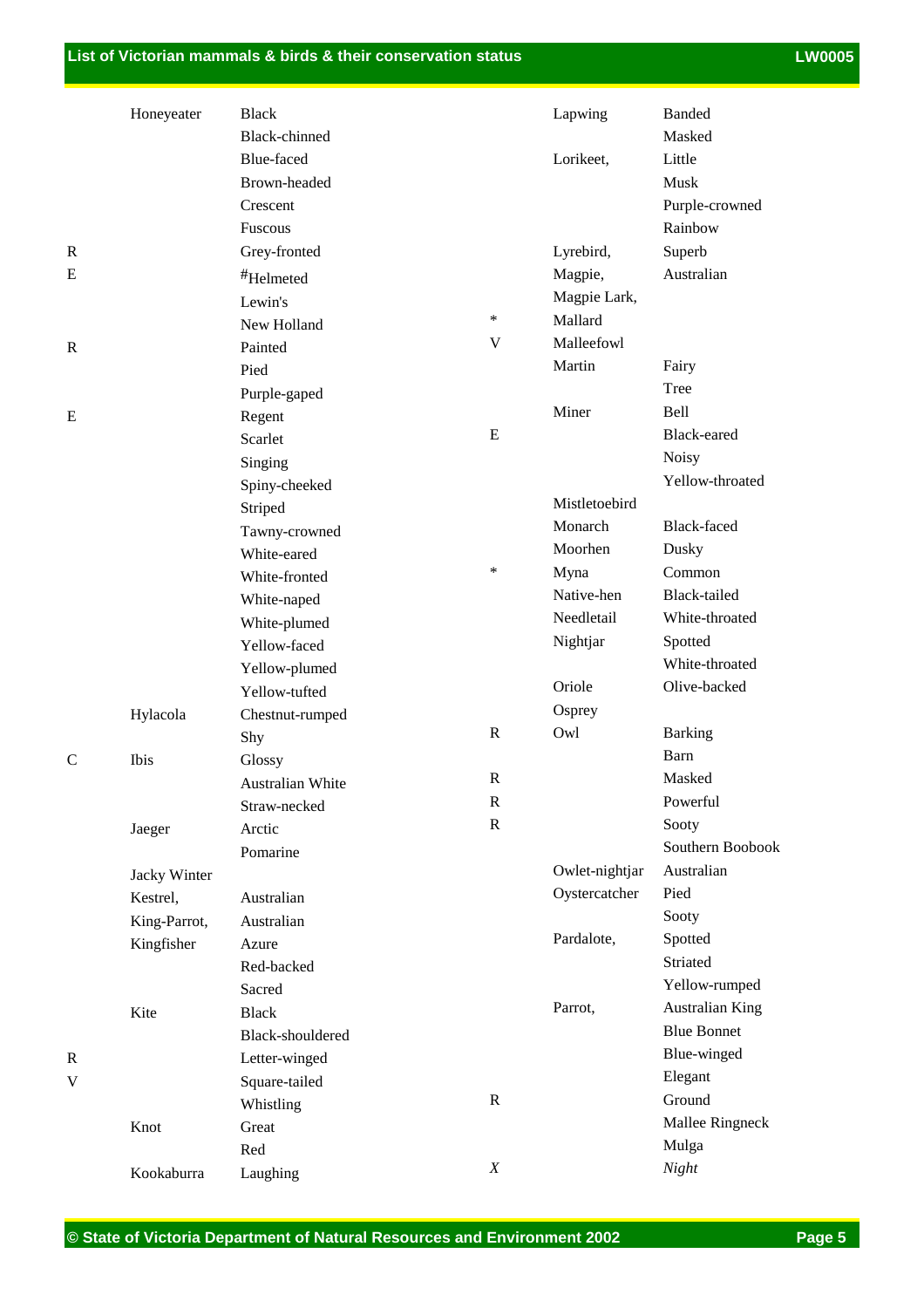| Status | Group | Species |
|---|---|---|
| | Honeyeater | Black |
| | | Black-chinned |
| | | Blue-faced |
| | | Brown-headed |
| | | Crescent |
| | | Fuscous |
| R | | Grey-fronted |
| E | | #Helmeted |
| | | Lewin's |
| | | New Holland |
| R | | Painted |
| | | Pied |
| | | Purple-gaped |
| E | | Regent |
| | | Scarlet |
| | | Singing |
| | | Spiny-cheeked |
| | | Striped |
| | | Tawny-crowned |
| | | White-eared |
| | | White-fronted |
| | | White-naped |
| | | White-plumed |
| | | Yellow-faced |
| | | Yellow-plumed |
| | | Yellow-tufted |
| | Hylacola | Chestnut-rumped |
| | | Shy |
| C | Ibis | Glossy |
| | | Australian White |
| | | Straw-necked |
| | Jaeger | Arctic |
| | | Pomarine |
| | Jacky Winter | |
| | Kestrel, | Australian |
| | King-Parrot, | Australian |
| | Kingfisher | Azure |
| | | Red-backed |
| | | Sacred |
| | Kite | Black |
| | | Black-shouldered |
| R | | Letter-winged |
| V | | Square-tailed |
| | | Whistling |
| | Knot | Great |
| | | Red |
| | Kookaburra | Laughing |
| | Lapwing | Banded |
| | | Masked |
| | Lorikeet, | Little |
| | | Musk |
| | | Purple-crowned |
| | | Rainbow |
| | Lyrebird, | Superb |
| | Magpie, | Australian |
| | Magpie Lark, | |
| * | Mallard | |
| V | Malleefowl | |
| | Martin | Fairy |
| | | Tree |
| | Miner | Bell |
| E | | Black-eared |
| | | Noisy |
| | | Yellow-throated |
| | Mistletoebird | |
| | Monarch | Black-faced |
| | Moorhen | Dusky |
| * | Myna | Common |
| | Native-hen | Black-tailed |
| | Needletail | White-throated |
| | Nightjar | Spotted |
| | | White-throated |
| | Oriole | Olive-backed |
| | Osprey | |
| R | Owl | Barking |
| | | Barn |
| R | | Masked |
| R | | Powerful |
| R | | Sooty |
| | | Southern Boobook |
| | Owlet-nightjar | Australian |
| | Oystercatcher | Pied |
| | | Sooty |
| | Pardalote, | Spotted |
| | | Striated |
| | | Yellow-rumped |
| | Parrot, | Australian King |
| | | Blue Bonnet |
| | | Blue-winged |
| | | Elegant |
| R | | Ground |
| | | Mallee Ringneck |
| | | Mulga |
| *X* | | *Night* |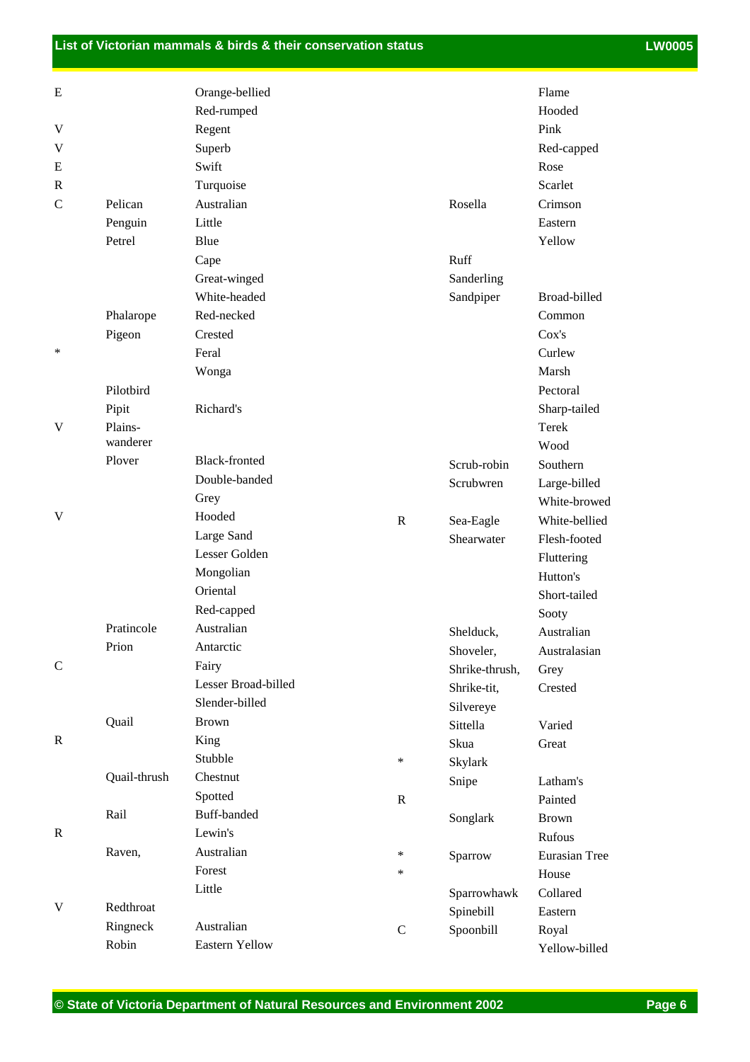| Status | Group | Name | Status | Group | Name |
|---|---|---|---|---|---|
| E | | Orange-bellied | | | Flame |
| | | Red-rumped | | | Hooded |
| V | | Regent | | | Pink |
| V | | Superb | | | Red-capped |
| E | | Swift | | | Rose |
| R | | Turquoise | | | Scarlet |
| C | Pelican | Australian | | Rosella | Crimson |
| | Penguin | Little | | | Eastern |
| | Petrel | Blue | | | Yellow |
| | | Cape | | Ruff | |
| | | Great-winged | | Sanderling | |
| | | White-headed | | Sandpiper | Broad-billed |
| | Phalarope | Red-necked | | | Common |
| | Pigeon | Crested | | | Cox's |
| * | | Feral | | | Curlew |
| | | Wonga | | | Marsh |
| | Pilotbird | | | | Pectoral |
| | Pipit | Richard's | | | Sharp-tailed |
| V | Plains-wanderer | | | | Terek |
| | | | | | Wood |
| | Plover | Black-fronted | | Scrub-robin | Southern |
| | | Double-banded | | Scrubwren | Large-billed |
| | | Grey | | | White-browed |
| V | | Hooded | R | Sea-Eagle | White-bellied |
| | | Large Sand | | Shearwater | Flesh-footed |
| | | Lesser Golden | | | Fluttering |
| | | Mongolian | | | Hutton's |
| | | Oriental | | | Short-tailed |
| | | Red-capped | | | Sooty |
| | Pratincole | Australian | | Shelduck, | Australian |
| | Prion | Antarctic | | Shoveler, | Australasian |
| C | | Fairy | | Shrike-thrush, | Grey |
| | | Lesser Broad-billed | | Shrike-tit, | Crested |
| | | Slender-billed | | Silvereye | |
| | Quail | Brown | | Sittella | Varied |
| R | | King | | Skua | Great |
| | | Stubble | * | Skylark | |
| | Quail-thrush | Chestnut | | Snipe | Latham's |
| | | Spotted | R | | Painted |
| | Rail | Buff-banded | | Songlark | Brown |
| R | | Lewin's | | | Rufous |
| | Raven, | Australian | * | Sparrow | Eurasian Tree |
| | | Forest | * | | House |
| | | Little | | Sparrowhawk | Collared |
| V | Redthroat | | | Spinebill | Eastern |
| | Ringneck | Australian | C | Spoonbill | Royal |
| | Robin | Eastern Yellow | | | Yellow-billed |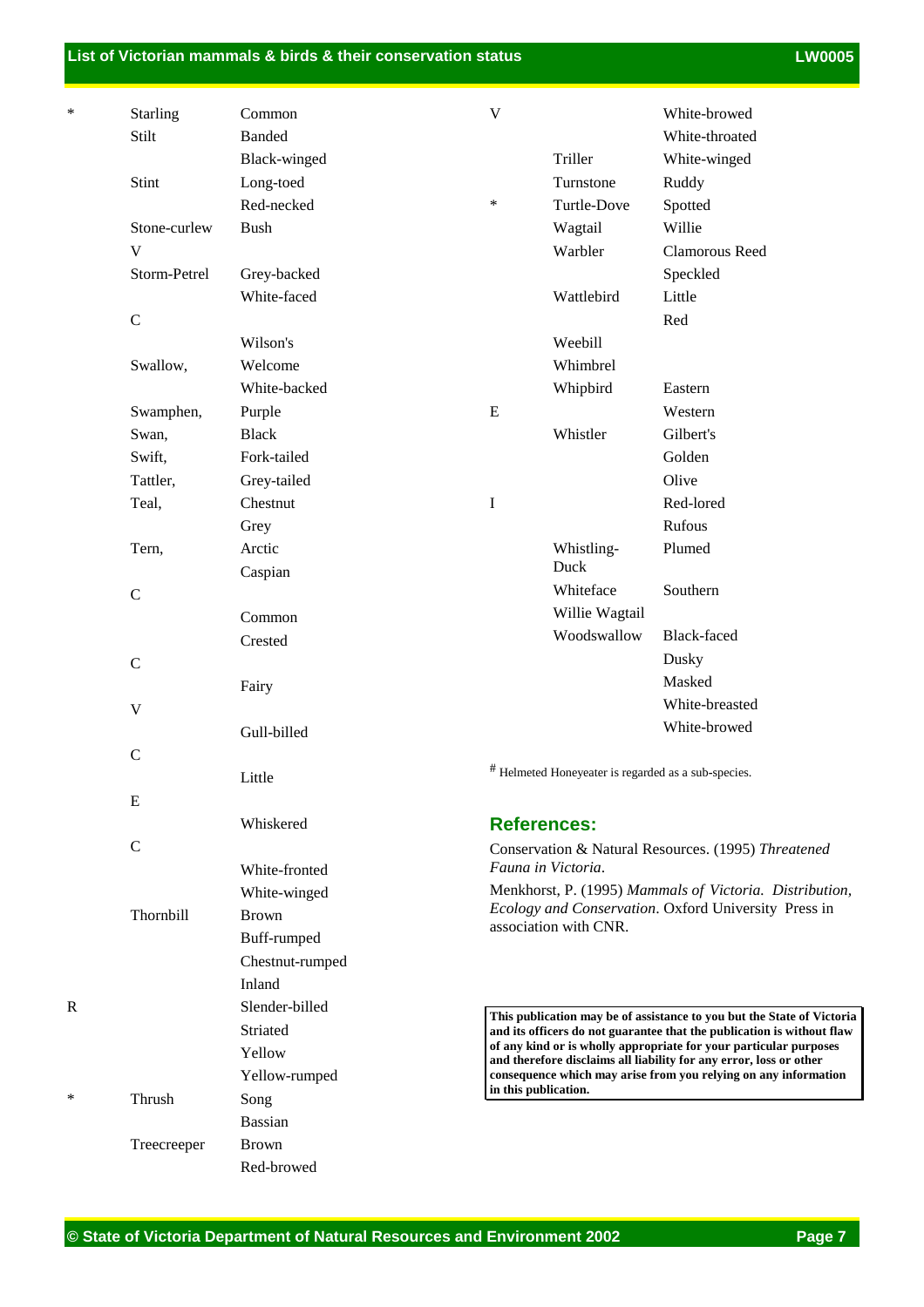| | | |
|---|---|---|
| * | Starling | Common |
| | Stilt | Banded |
| | | Black-winged |
| | Stint | Long-toed |
| | | Red-necked |
| | Stone-curlew | Bush |
| | V | |
| | Storm-Petrel | Grey-backed |
| | | White-faced |
| | C | |
| | | Wilson's |
| | Swallow, | Welcome |
| | | White-backed |
| | Swamphen, | Purple |
| | Swan, | Black |
| | Swift, | Fork-tailed |
| | Tattler, | Grey-tailed |
| | Teal, | Chestnut |
| | | Grey |
| | Tern, | Arctic |
| | | Caspian |
| | C | |
| | | Common |
| | | Crested |
| | C | |
| | | Fairy |
| | V | |
| | | Gull-billed |
| | C | |
| | | Little |
| | E | |
| | | Whiskered |
| | C | |
| | | White-fronted |
| | | White-winged |
| | Thornbill | Brown |
| | | Buff-rumped |
| | | Chestnut-rumped |
| | | Inland |
| R | | Slender-billed |
| | | Striated |
| | | Yellow |
| | | Yellow-rumped |
| * | Thrush | Song |
| | | Bassian |
| | Treecreeper | Brown |
| | | Red-browed |
| V | | White-browed |
| | | White-throated |
| | Triller | White-winged |
| | Turnstone | Ruddy |
| * | Turtle-Dove | Spotted |
| | Wagtail | Willie |
| | Warbler | Clamorous Reed |
| | | Speckled |
| | Wattlebird | Little |
| | | Red |
| | Weebill | |
| | Whimbrel | |
| | Whipbird | Eastern |
| E | | Western |
| | Whistler | Gilbert's |
| | | Golden |
| | | Olive |
| I | | Red-lored |
| | | Rufous |
| | Whistling-Duck | Plumed |
| | Whiteface | Southern |
| | Willie Wagtail | |
| | Woodswallow | Black-faced |
| | | Dusky |
| | | Masked |
| | | White-breasted |
| | | White-browed |

# Helmeted Honeyeater is regarded as a sub-species.

## References:

Conservation & Natural Resources. (1995) *Threatened Fauna in Victoria*.

Menkhorst, P. (1995) *Mammals of Victoria. Distribution, Ecology and Conservation*. Oxford University Press in association with CNR.

**This publication may be of assistance to you but the State of Victoria and its officers do not guarantee that the publication is without flaw of any kind or is wholly appropriate for your particular purposes and therefore disclaims all liability for any error, loss or other consequence which may arise from you relying on any information in this publication.**